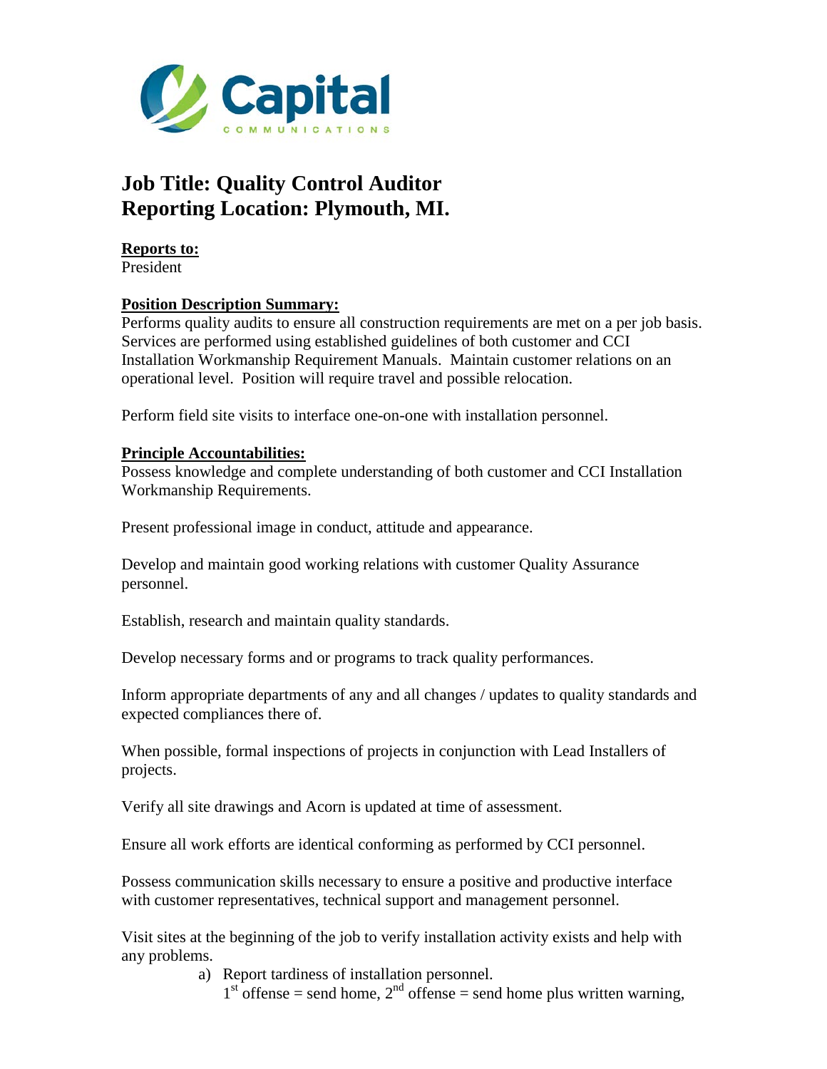# Job Title: Quality Control Auditor
# Reporting Location: Plymouth, MI.

**Reports to:**
President

**Position Description Summary:**
Performs quality audits to ensure all construction requirements are met on a per job basis. Services are performed using established guidelines of both customer and CCI Installation Workmanship Requirement Manuals. Maintain customer relations on an operational level. Position will require travel and possible relocation.

Perform field site visits to interface one-on-one with installation personnel.

**Principle Accountabilities:**
Possess knowledge and complete understanding of both customer and CCI Installation Workmanship Requirements.

Present professional image in conduct, attitude and appearance.

Develop and maintain good working relations with customer Quality Assurance personnel.

Establish, research and maintain quality standards.

Develop necessary forms and or programs to track quality performances.

Inform appropriate departments of any and all changes / updates to quality standards and expected compliances there of.

When possible, formal inspections of projects in conjunction with Lead Installers of projects.

Verify all site drawings and Acorn is updated at time of assessment.

Ensure all work efforts are identical conforming as performed by CCI personnel.

Possess communication skills necessary to ensure a positive and productive interface with customer representatives, technical support and management personnel.

Visit sites at the beginning of the job to verify installation activity exists and help with any problems.

a) Report tardiness of installation personnel.
1st offense = send home, 2nd offense = send home plus written warning,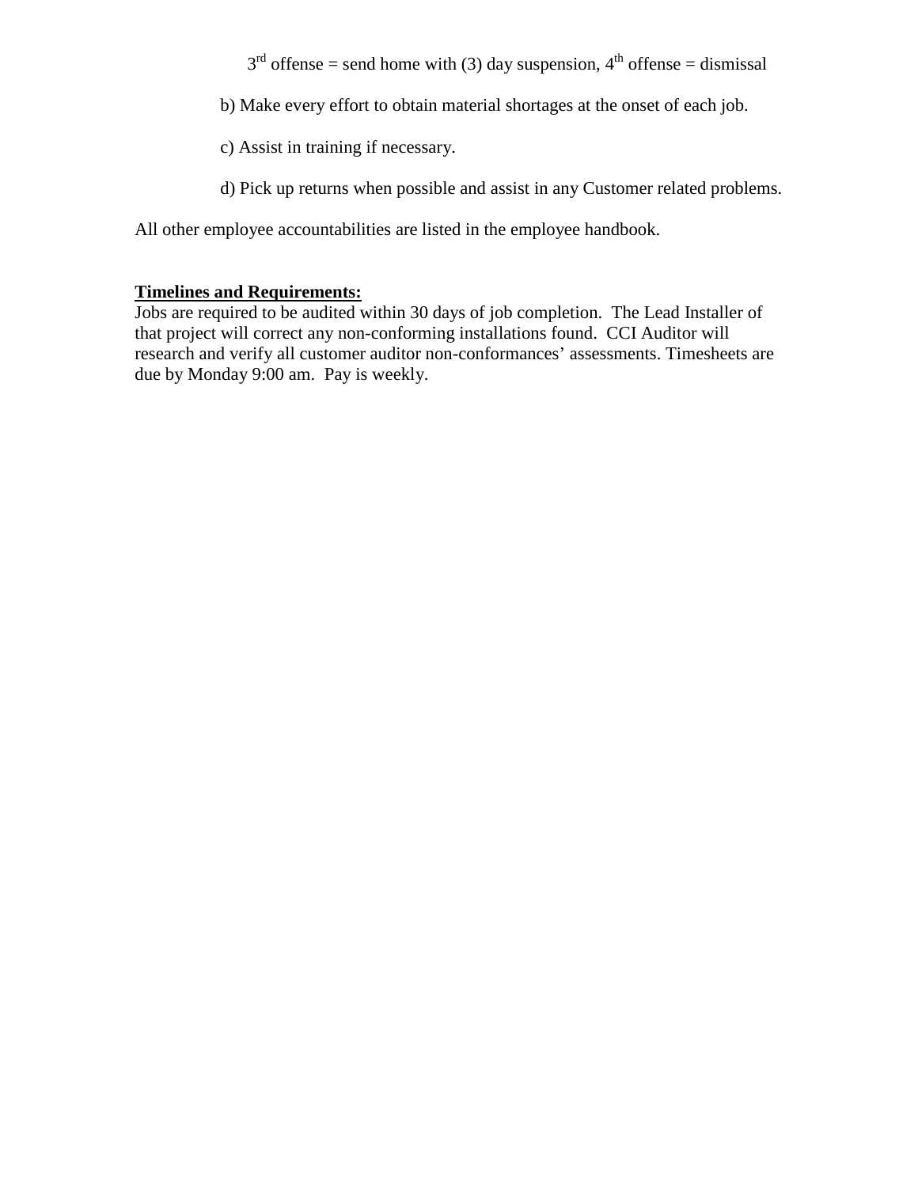3rd offense = send home with (3) day suspension, 4th offense = dismissal

b) Make every effort to obtain material shortages at the onset of each job.

c) Assist in training if necessary.

d) Pick up returns when possible and assist in any Customer related problems.

All other employee accountabilities are listed in the employee handbook.

**Timelines and Requirements:**

Jobs are required to be audited within 30 days of job completion. The Lead Installer of that project will correct any non-conforming installations found. CCI Auditor will research and verify all customer auditor non-conformances' assessments. Timesheets are due by Monday 9:00 am. Pay is weekly.